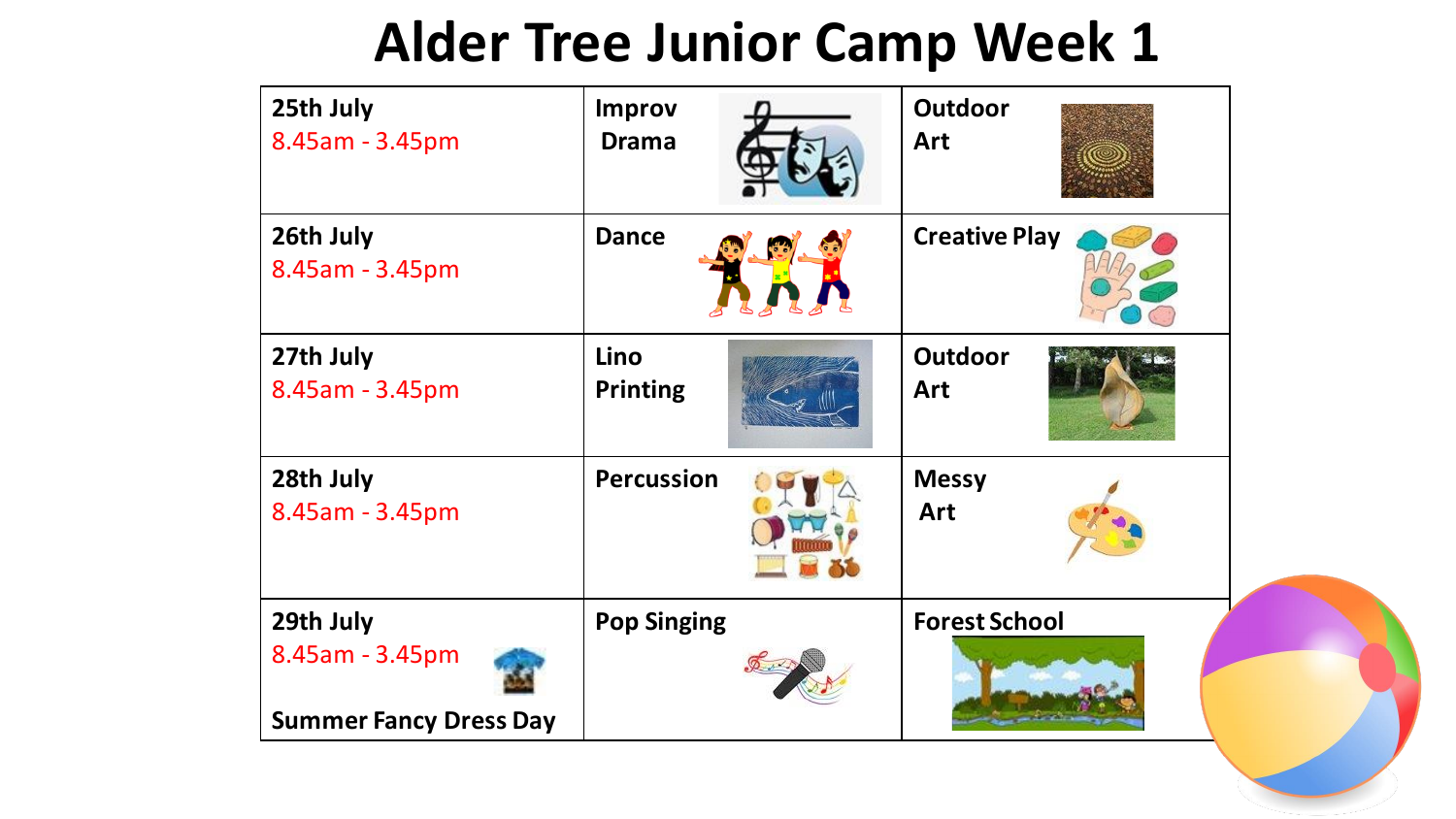# Alder Tree Junior Camp Week 1

| | | |
|---|---|---|
| **25th July** 8.45am - 3.45pm | **Improv Drama** | **Outdoor Art** |
| **26th July** 8.45am - 3.45pm | **Dance** | **Creative Play** |
| **27th July** 8.45am - 3.45pm | **Lino Printing** | **Outdoor Art** |
| **28th July** 8.45am - 3.45pm | **Percussion** | **Messy Art** |
| **29th July** 8.45am - 3.45pm **Summer Fancy Dress Day** | **Pop Singing** | **Forest School** |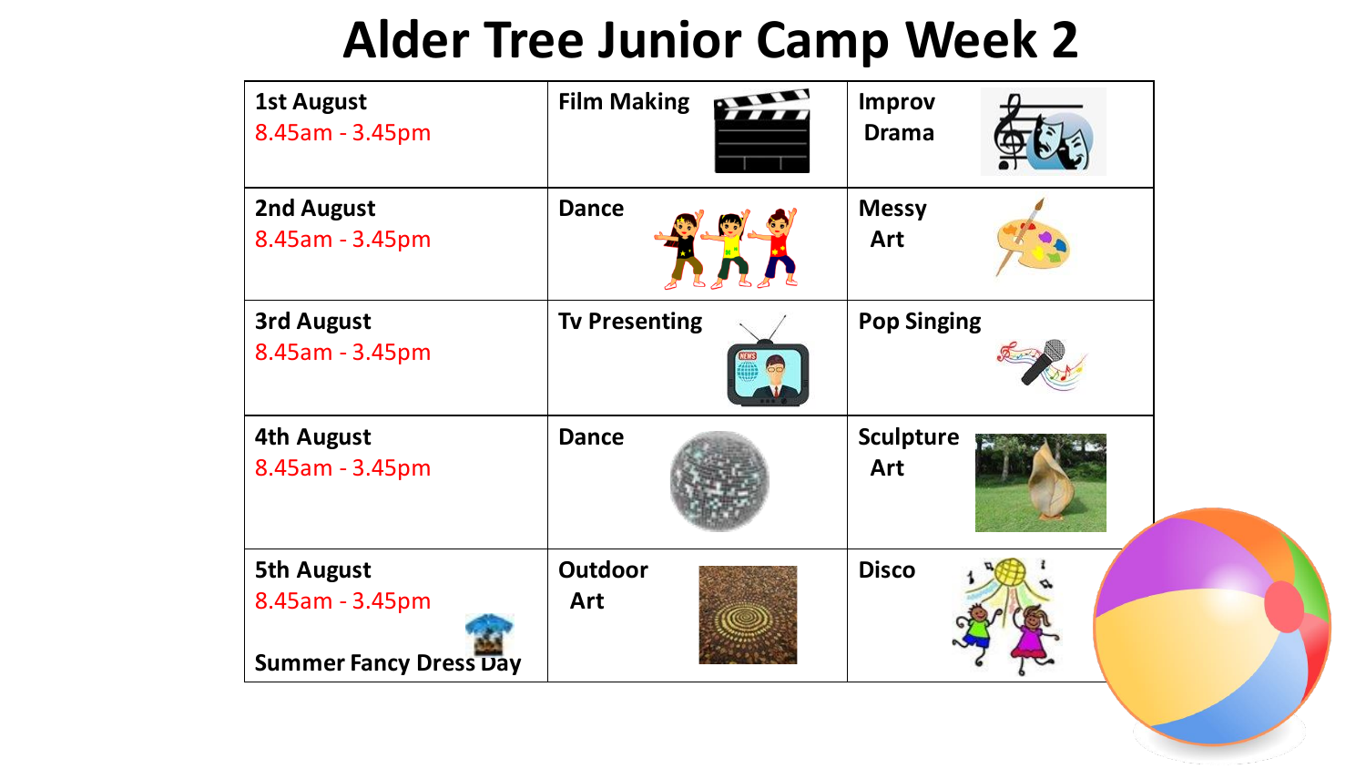# Alder Tree Junior Camp Week 2

| | | |
|---|---|---|
| **1st August**<br>8.45am - 3.45pm | **Film Making** | **Improv Drama** |
| **2nd August**<br>8.45am - 3.45pm | **Dance** | **Messy Art** |
| **3rd August**<br>8.45am - 3.45pm | **Tv Presenting** | **Pop Singing** |
| **4th August**<br>8.45am - 3.45pm | **Dance** | **Sculpture Art** |
| **5th August**<br>8.45am - 3.45pm<br>**Summer Fancy Dress Day** | **Outdoor Art** | **Disco** |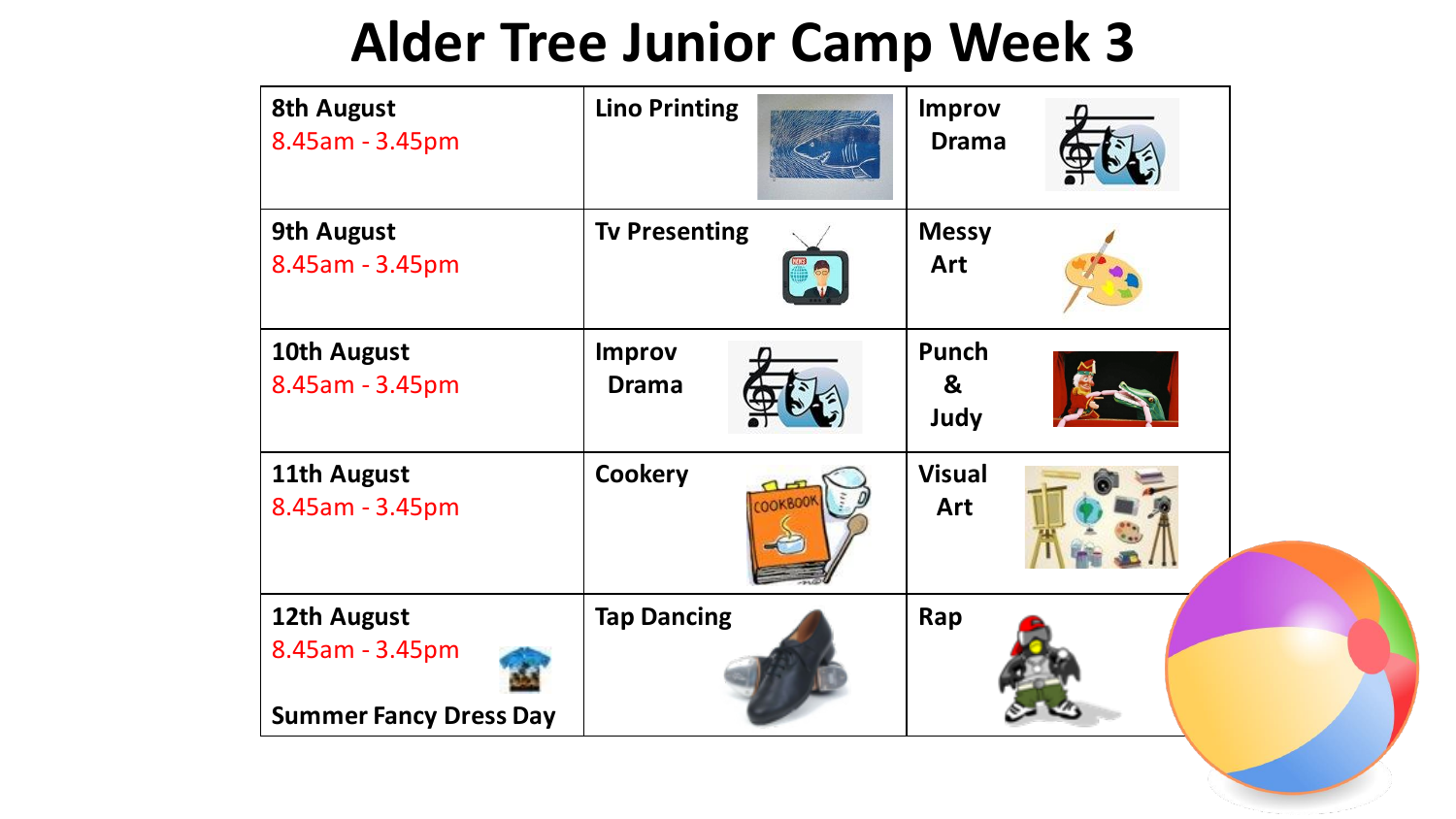# Alder Tree Junior Camp Week 3

| | | |
|---|---|---|
| **8th August**<br>8.45am - 3.45pm | **Lino Printing** | **Improv Drama** |
| **9th August**<br>8.45am - 3.45pm | **Tv Presenting** | **Messy Art** |
| **10th August**<br>8.45am - 3.45pm | **Improv Drama** | **Punch & Judy** |
| **11th August**<br>8.45am - 3.45pm | **Cookery** | **Visual Art** |
| **12th August**<br>8.45am - 3.45pm<br><br>**Summer Fancy Dress Day** | **Tap Dancing** | **Rap** |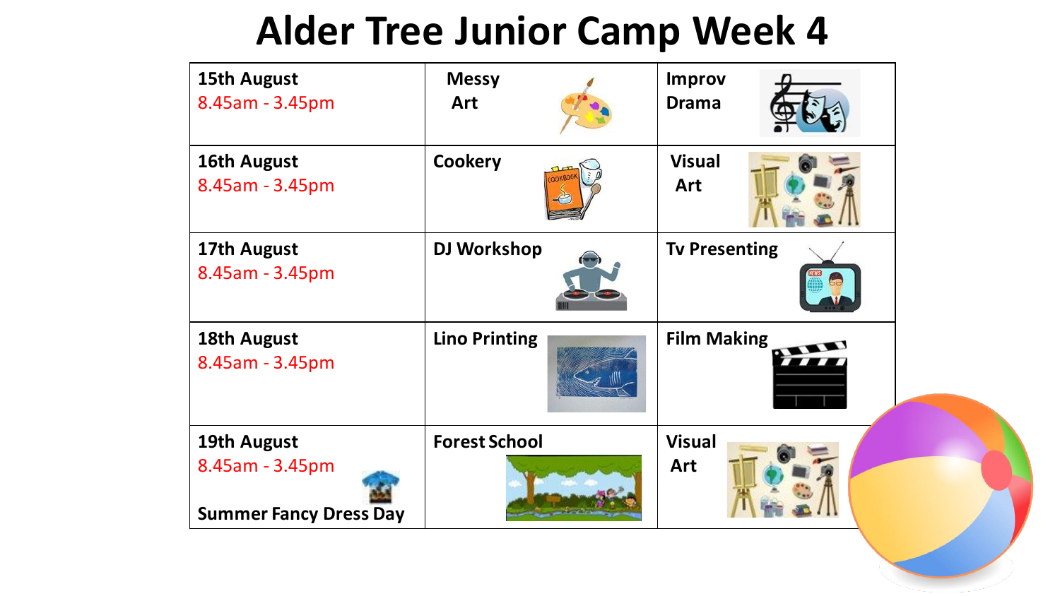# Alder Tree Junior Camp Week 4

| | | |
|---|---|---|
| **15th August** 8.45am - 3.45pm | **Messy Art** | **Improv Drama** |
| **16th August** 8.45am - 3.45pm | **Cookery** | **Visual Art** |
| **17th August** 8.45am - 3.45pm | **DJ Workshop** | **Tv Presenting** |
| **18th August** 8.45am - 3.45pm | **Lino Printing** | **Film Making** |
| **19th August** 8.45am - 3.45pm **Summer Fancy Dress Day** | **Forest School** | **Visual Art** |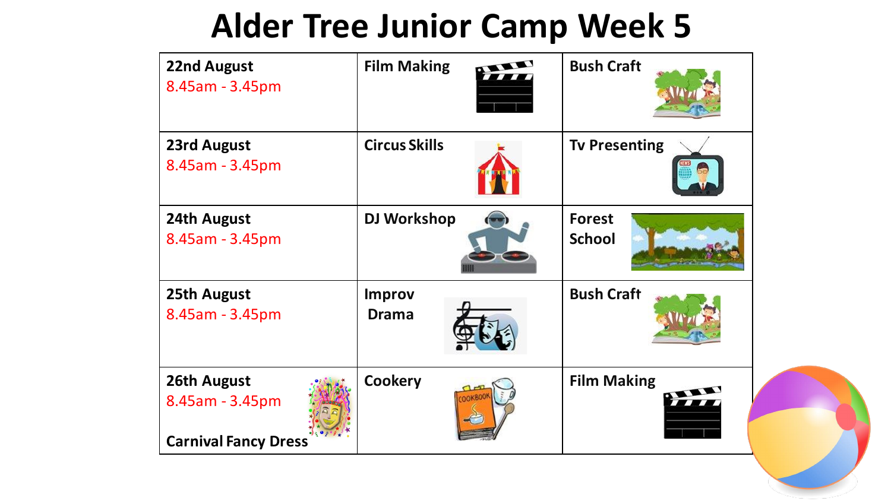# Alder Tree Junior Camp Week 5

| Date | Activity 1 | Activity 2 |
|---|---|---|
| **22nd August** 8.45am - 3.45pm | **Film Making** | **Bush Craft** |
| **23rd August** 8.45am - 3.45pm | **Circus Skills** | **Tv Presenting** |
| **24th August** 8.45am - 3.45pm | **DJ Workshop** | **Forest School** |
| **25th August** 8.45am - 3.45pm | **Improv Drama** | **Bush Craft** |
| **26th August** 8.45am - 3.45pm **Carnival Fancy Dress** | **Cookery** | **Film Making** |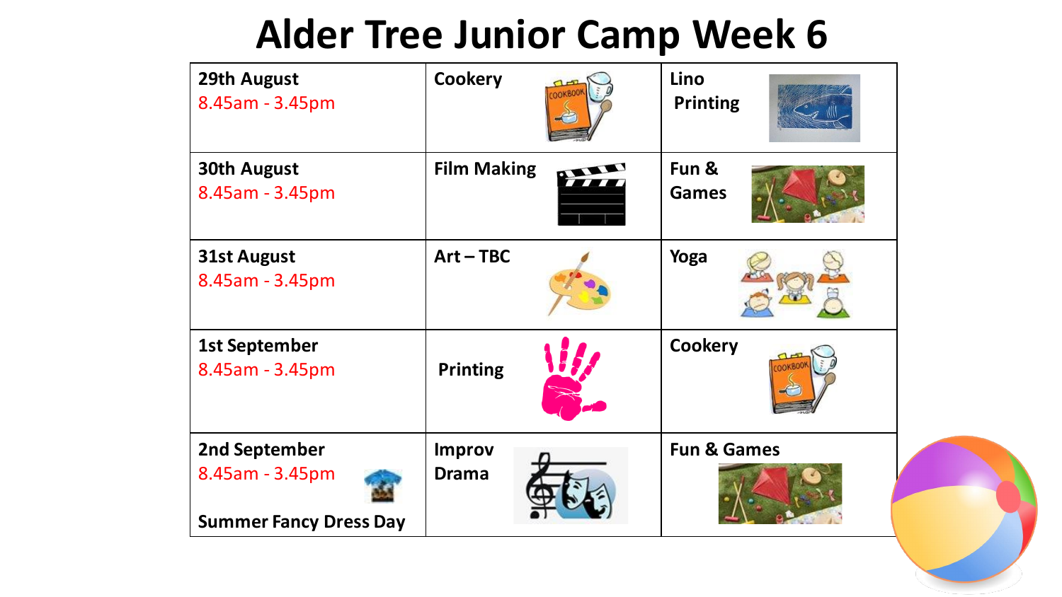# Alder Tree Junior Camp Week 6

| | | |
|---|---|---|
| **29th August** 8.45am - 3.45pm | **Cookery** | **Lino Printing** |
| **30th August** 8.45am - 3.45pm | **Film Making** | **Fun & Games** |
| **31st August** 8.45am - 3.45pm | **Art – TBC** | **Yoga** |
| **1st September** 8.45am - 3.45pm | **Printing** | **Cookery** |
| **2nd September** 8.45am - 3.45pm **Summer Fancy Dress Day** | **Improv Drama** | **Fun & Games** |